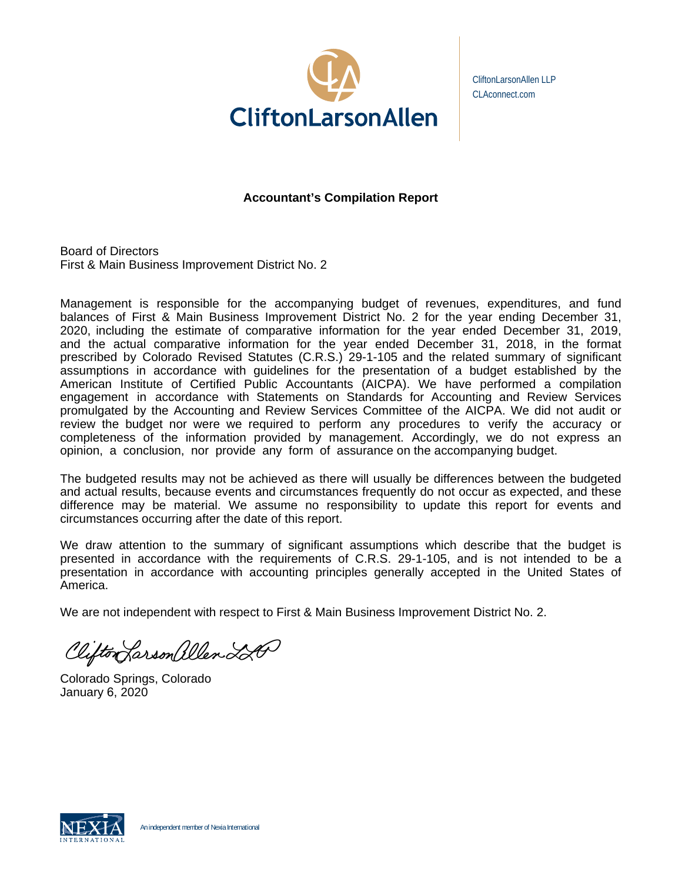CliftonLarsonAllen

CliftonLarsonAllen LLP
CLAconnect.com

## Accountant's Compilation Report

Board of Directors
First & Main Business Improvement District No. 2

Management is responsible for the accompanying budget of revenues, expenditures, and fund balances of First & Main Business Improvement District No. 2 for the year ending December 31, 2020, including the estimate of comparative information for the year ended December 31, 2019, and the actual comparative information for the year ended December 31, 2018, in the format prescribed by Colorado Revised Statutes (C.R.S.) 29-1-105 and the related summary of significant assumptions in accordance with guidelines for the presentation of a budget established by the American Institute of Certified Public Accountants (AICPA). We have performed a compilation engagement in accordance with Statements on Standards for Accounting and Review Services promulgated by the Accounting and Review Services Committee of the AICPA. We did not audit or review the budget nor were we required to perform any procedures to verify the accuracy or completeness of the information provided by management. Accordingly, we do not express an opinion, a conclusion, nor provide any form of assurance on the accompanying budget.

The budgeted results may not be achieved as there will usually be differences between the budgeted and actual results, because events and circumstances frequently do not occur as expected, and these difference may be material. We assume no responsibility to update this report for events and circumstances occurring after the date of this report.

We draw attention to the summary of significant assumptions which describe that the budget is presented in accordance with the requirements of C.R.S. 29-1-105, and is not intended to be a presentation in accordance with accounting principles generally accepted in the United States of America.

We are not independent with respect to First & Main Business Improvement District No. 2.

CliftonLarsonAllen LLP

Colorado Springs, Colorado
January 6, 2020

NEXIA INTERNATIONAL An independent member of Nexia International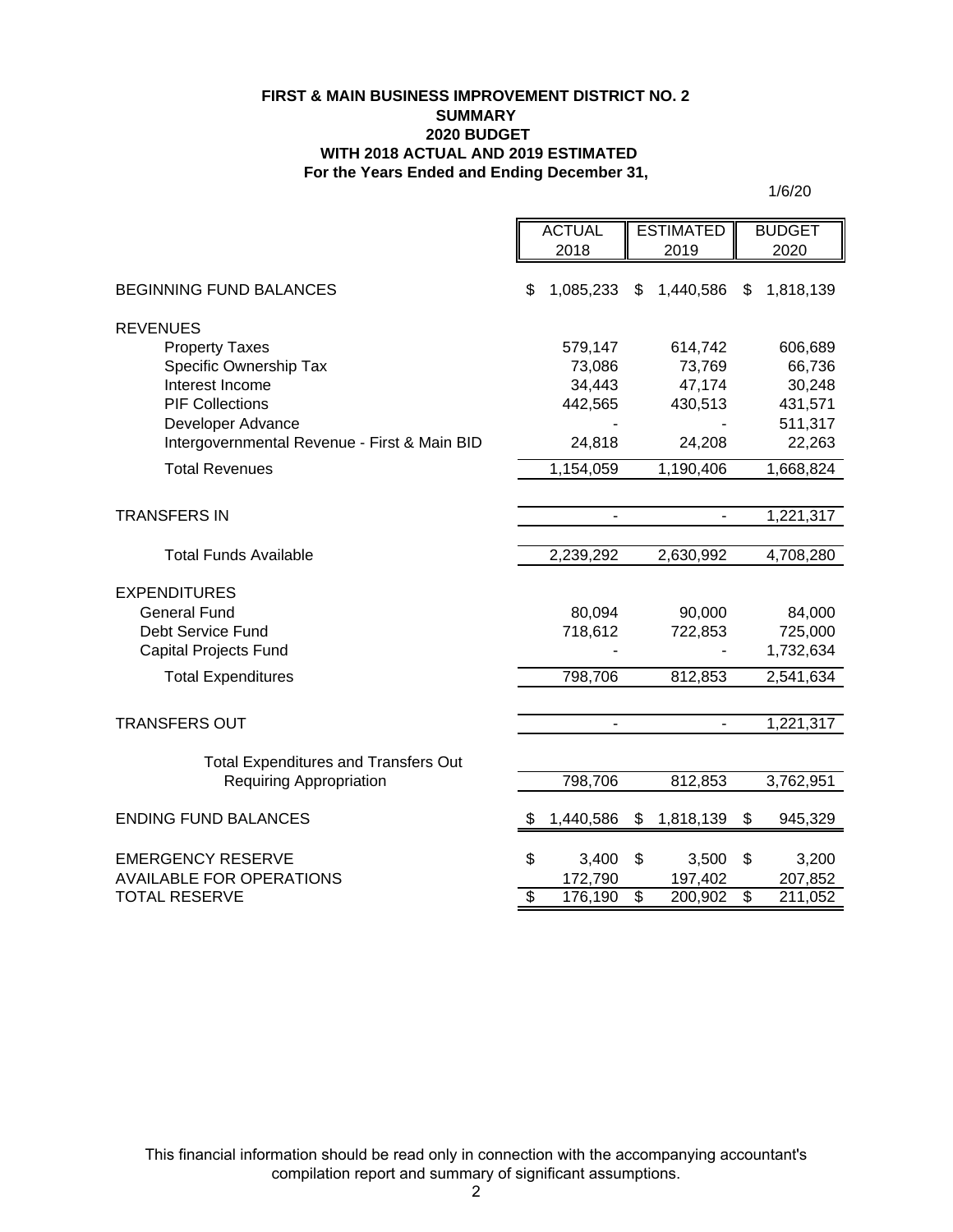**FIRST & MAIN BUSINESS IMPROVEMENT DISTRICT NO. 2**
**SUMMARY**
**2020 BUDGET**
**WITH 2018 ACTUAL AND 2019 ESTIMATED**
**For the Years Ended and Ending December 31,**

1/6/20

| | ACTUAL 2018 | ESTIMATED 2019 | BUDGET 2020 |
|---|---|---|---|
| BEGINNING FUND BALANCES | $ 1,085,233 | $ 1,440,586 | $ 1,818,139 |
| REVENUES | | | |
| Property Taxes | 579,147 | 614,742 | 606,689 |
| Specific Ownership Tax | 73,086 | 73,769 | 66,736 |
| Interest Income | 34,443 | 47,174 | 30,248 |
| PIF Collections | 442,565 | 430,513 | 431,571 |
| Developer Advance | - | - | 511,317 |
| Intergovernmental Revenue - First & Main BID | 24,818 | 24,208 | 22,263 |
| Total Revenues | 1,154,059 | 1,190,406 | 1,668,824 |
| TRANSFERS IN | - | - | 1,221,317 |
| Total Funds Available | 2,239,292 | 2,630,992 | 4,708,280 |
| EXPENDITURES | | | |
| General Fund | 80,094 | 90,000 | 84,000 |
| Debt Service Fund | 718,612 | 722,853 | 725,000 |
| Capital Projects Fund | - | - | 1,732,634 |
| Total Expenditures | 798,706 | 812,853 | 2,541,634 |
| TRANSFERS OUT | - | - | 1,221,317 |
| Total Expenditures and Transfers Out Requiring Appropriation | 798,706 | 812,853 | 3,762,951 |
| ENDING FUND BALANCES | $ 1,440,586 | $ 1,818,139 | $ 945,329 |
| EMERGENCY RESERVE | $ 3,400 | $ 3,500 | $ 3,200 |
| AVAILABLE FOR OPERATIONS | 172,790 | 197,402 | 207,852 |
| TOTAL RESERVE | $ 176,190 | $ 200,902 | $ 211,052 |

This financial information should be read only in connection with the accompanying accountant's compilation report and summary of significant assumptions.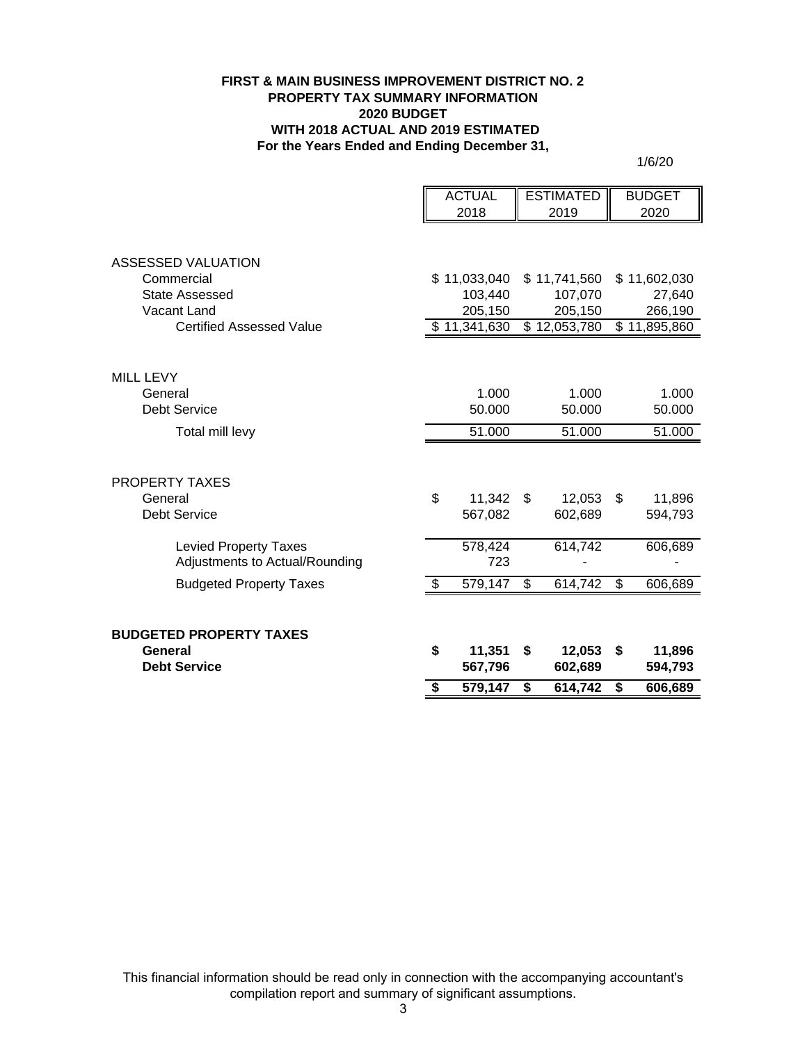**FIRST & MAIN BUSINESS IMPROVEMENT DISTRICT NO. 2**
**PROPERTY TAX SUMMARY INFORMATION**
**2020 BUDGET**
**WITH 2018 ACTUAL AND 2019 ESTIMATED**
**For the Years Ended and Ending December 31,**

1/6/20

| | ACTUAL 2018 | ESTIMATED 2019 | BUDGET 2020 |
|---|---|---|---|
| ASSESSED VALUATION | | | |
| Commercial | $ 11,033,040 | $ 11,741,560 | $ 11,602,030 |
| State Assessed | 103,440 | 107,070 | 27,640 |
| Vacant Land | 205,150 | 205,150 | 266,190 |
| Certified Assessed Value | $ 11,341,630 | $ 12,053,780 | $ 11,895,860 |
| | | | |
| MILL LEVY | | | |
| General | 1.000 | 1.000 | 1.000 |
| Debt Service | 50.000 | 50.000 | 50.000 |
| Total mill levy | 51.000 | 51.000 | 51.000 |
| | | | |
| PROPERTY TAXES | | | |
| General | $ 11,342 | $ 12,053 | $ 11,896 |
| Debt Service | 567,082 | 602,689 | 594,793 |
| Levied Property Taxes | 578,424 | 614,742 | 606,689 |
| Adjustments to Actual/Rounding | 723 | - | - |
| Budgeted Property Taxes | $ 579,147 | $ 614,742 | $ 606,689 |
| | | | |
| **BUDGETED PROPERTY TAXES** | | | |
| **General** | **$ 11,351** | **$ 12,053** | **$ 11,896** |
| **Debt Service** | **567,796** | **602,689** | **594,793** |
| | **$ 579,147** | **$ 614,742** | **$ 606,689** |

This financial information should be read only in connection with the accompanying accountant's compilation report and summary of significant assumptions.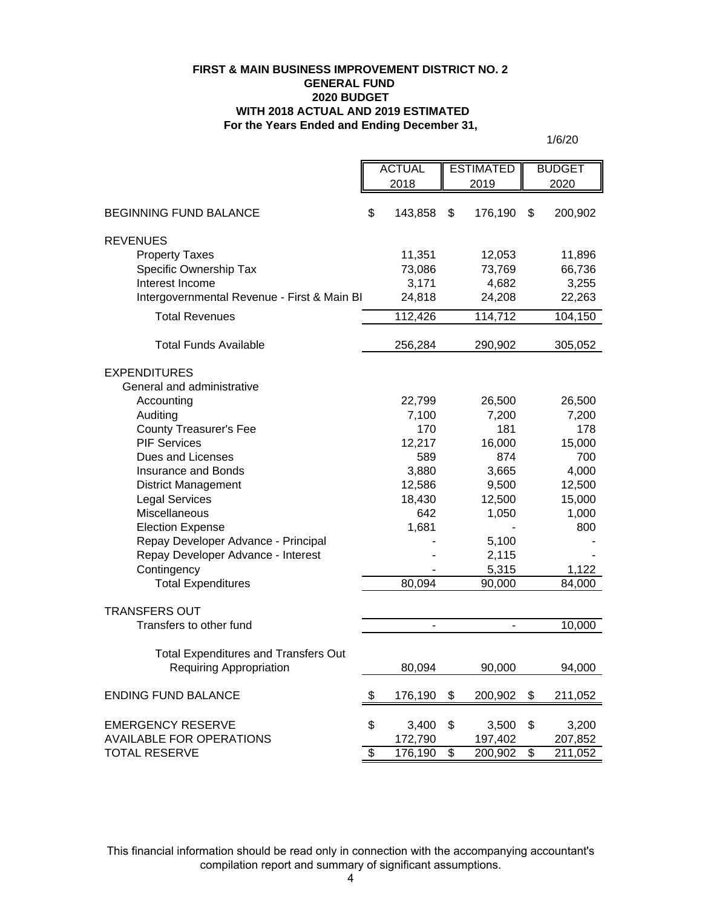**FIRST & MAIN BUSINESS IMPROVEMENT DISTRICT NO. 2**
**GENERAL FUND**
**2020 BUDGET**
**WITH 2018 ACTUAL AND 2019 ESTIMATED**
**For the Years Ended and Ending December 31,**

1/6/20

| | ACTUAL 2018 | ESTIMATED 2019 | BUDGET 2020 |
|---|---|---|---|
| BEGINNING FUND BALANCE | $ 143,858 | $ 176,190 | $ 200,902 |
| REVENUES | | | |
| Property Taxes | 11,351 | 12,053 | 11,896 |
| Specific Ownership Tax | 73,086 | 73,769 | 66,736 |
| Interest Income | 3,171 | 4,682 | 3,255 |
| Intergovernmental Revenue - First & Main BI | 24,818 | 24,208 | 22,263 |
| Total Revenues | 112,426 | 114,712 | 104,150 |
| Total Funds Available | 256,284 | 290,902 | 305,052 |
| EXPENDITURES | | | |
| General and administrative | | | |
| Accounting | 22,799 | 26,500 | 26,500 |
| Auditing | 7,100 | 7,200 | 7,200 |
| County Treasurer's Fee | 170 | 181 | 178 |
| PIF Services | 12,217 | 16,000 | 15,000 |
| Dues and Licenses | 589 | 874 | 700 |
| Insurance and Bonds | 3,880 | 3,665 | 4,000 |
| District Management | 12,586 | 9,500 | 12,500 |
| Legal Services | 18,430 | 12,500 | 15,000 |
| Miscellaneous | 642 | 1,050 | 1,000 |
| Election Expense | 1,681 | - | 800 |
| Repay Developer Advance - Principal | - | 5,100 | - |
| Repay Developer Advance - Interest | - | 2,115 | - |
| Contingency | - | 5,315 | 1,122 |
| Total Expenditures | 80,094 | 90,000 | 84,000 |
| TRANSFERS OUT | | | |
| Transfers to other fund | - | - | 10,000 |
| Total Expenditures and Transfers Out Requiring Appropriation | 80,094 | 90,000 | 94,000 |
| ENDING FUND BALANCE | $ 176,190 | $ 200,902 | $ 211,052 |
| EMERGENCY RESERVE | $ 3,400 | $ 3,500 | $ 3,200 |
| AVAILABLE FOR OPERATIONS | 172,790 | 197,402 | 207,852 |
| TOTAL RESERVE | $ 176,190 | $ 200,902 | $ 211,052 |

This financial information should be read only in connection with the accompanying accountant's compilation report and summary of significant assumptions.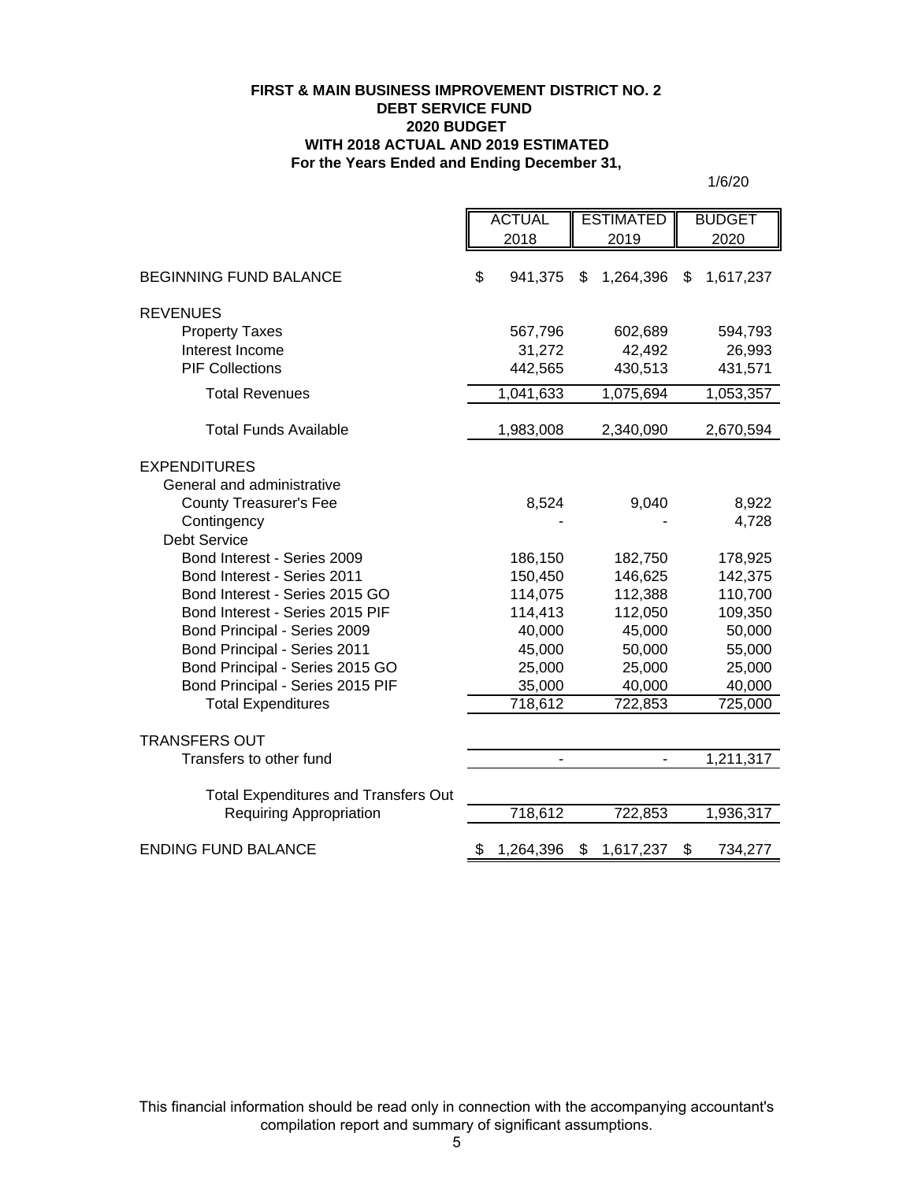**FIRST & MAIN BUSINESS IMPROVEMENT DISTRICT NO. 2**
**DEBT SERVICE FUND**
**2020 BUDGET**
**WITH 2018 ACTUAL AND 2019 ESTIMATED**
**For the Years Ended and Ending December 31,**

1/6/20

| | ACTUAL 2018 | ESTIMATED 2019 | BUDGET 2020 |
|---|---|---|---|
| BEGINNING FUND BALANCE | $ 941,375 | $ 1,264,396 | $ 1,617,237 |
| REVENUES | | | |
| Property Taxes | 567,796 | 602,689 | 594,793 |
| Interest Income | 31,272 | 42,492 | 26,993 |
| PIF Collections | 442,565 | 430,513 | 431,571 |
| Total Revenues | 1,041,633 | 1,075,694 | 1,053,357 |
| Total Funds Available | 1,983,008 | 2,340,090 | 2,670,594 |
| EXPENDITURES | | | |
| General and administrative | | | |
| County Treasurer's Fee | 8,524 | 9,040 | 8,922 |
| Contingency | - | - | 4,728 |
| Debt Service | | | |
| Bond Interest - Series 2009 | 186,150 | 182,750 | 178,925 |
| Bond Interest - Series 2011 | 150,450 | 146,625 | 142,375 |
| Bond Interest - Series 2015 GO | 114,075 | 112,388 | 110,700 |
| Bond Interest - Series 2015 PIF | 114,413 | 112,050 | 109,350 |
| Bond Principal - Series 2009 | 40,000 | 45,000 | 50,000 |
| Bond Principal - Series 2011 | 45,000 | 50,000 | 55,000 |
| Bond Principal - Series 2015 GO | 25,000 | 25,000 | 25,000 |
| Bond Principal - Series 2015 PIF | 35,000 | 40,000 | 40,000 |
| Total Expenditures | 718,612 | 722,853 | 725,000 |
| TRANSFERS OUT | | | |
| Transfers to other fund | - | - | 1,211,317 |
| Total Expenditures and Transfers Out Requiring Appropriation | 718,612 | 722,853 | 1,936,317 |
| ENDING FUND BALANCE | $ 1,264,396 | $ 1,617,237 | $ 734,277 |

This financial information should be read only in connection with the accompanying accountant's compilation report and summary of significant assumptions.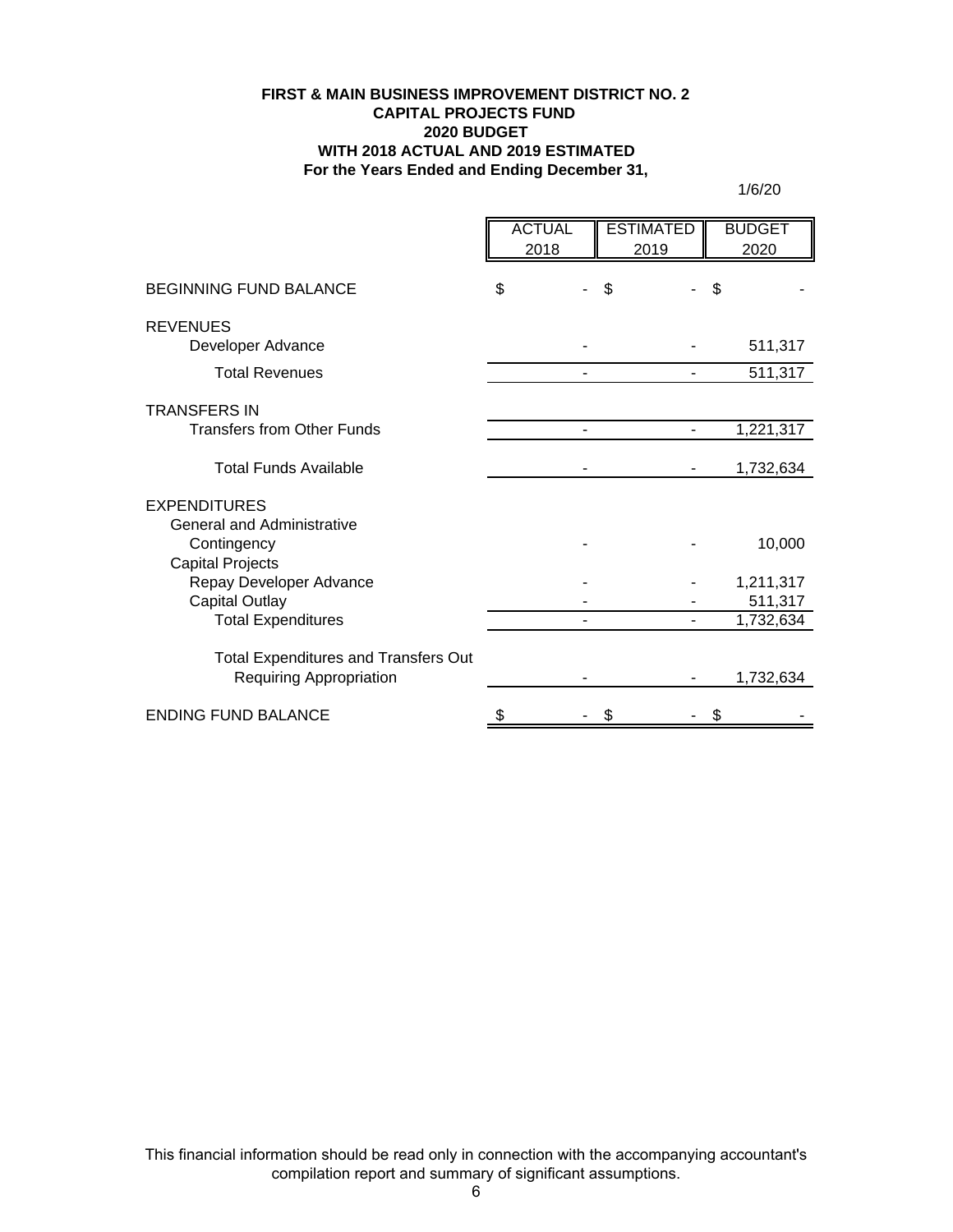**FIRST & MAIN BUSINESS IMPROVEMENT DISTRICT NO. 2**
**CAPITAL PROJECTS FUND**
**2020 BUDGET**
**WITH 2018 ACTUAL AND 2019 ESTIMATED**
**For the Years Ended and Ending December 31,**

1/6/20

| | ACTUAL 2018 | ESTIMATED 2019 | BUDGET 2020 |
|---|---|---|---|
| BEGINNING FUND BALANCE | $ - | $ - | $ - |
| REVENUES | | | |
| Developer Advance | - | - | 511,317 |
| Total Revenues | - | - | 511,317 |
| TRANSFERS IN | | | |
| Transfers from Other Funds | - | - | 1,221,317 |
| Total Funds Available | - | - | 1,732,634 |
| EXPENDITURES | | | |
| General and Administrative | | | |
| Contingency | - | - | 10,000 |
| Capital Projects | | | |
| Repay Developer Advance | - | - | 1,211,317 |
| Capital Outlay | - | - | 511,317 |
| Total Expenditures | - | - | 1,732,634 |
| Total Expenditures and Transfers Out Requiring Appropriation | - | - | 1,732,634 |
| ENDING FUND BALANCE | $ - | $ - | $ - |

This financial information should be read only in connection with the accompanying accountant's compilation report and summary of significant assumptions.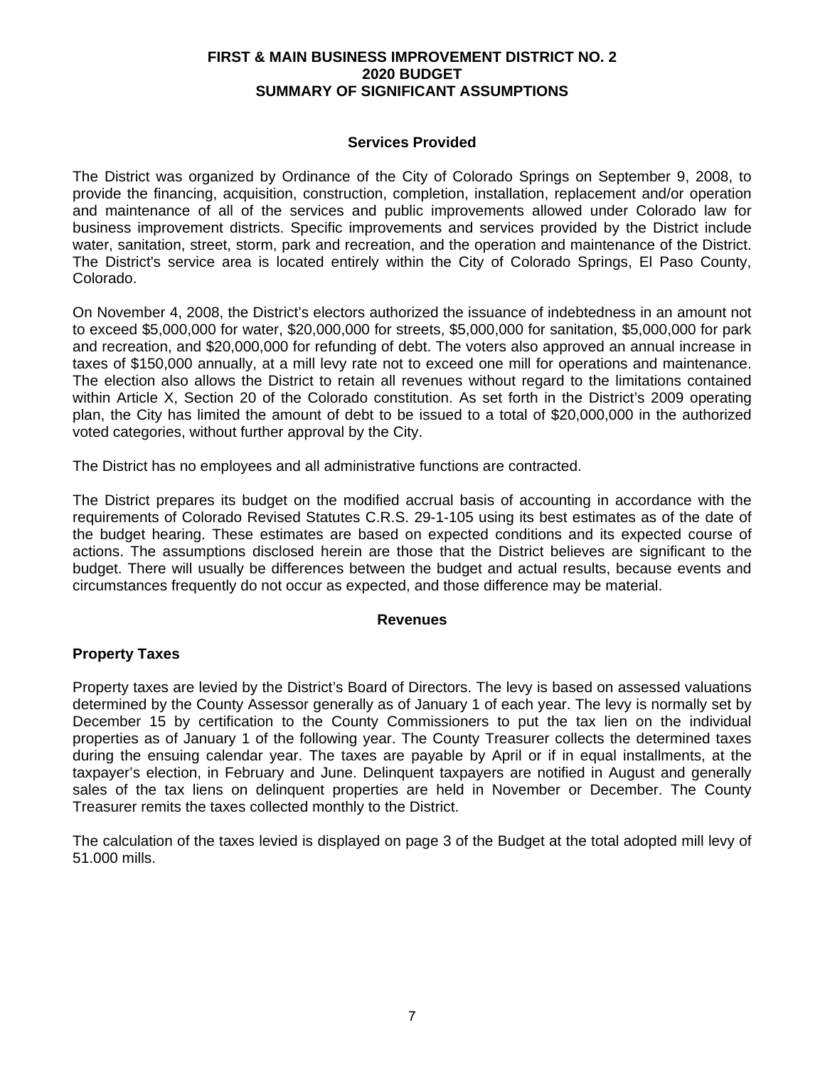# FIRST & MAIN BUSINESS IMPROVEMENT DISTRICT NO. 2
# 2020 BUDGET
# SUMMARY OF SIGNIFICANT ASSUMPTIONS

## Services Provided

The District was organized by Ordinance of the City of Colorado Springs on September 9, 2008, to provide the financing, acquisition, construction, completion, installation, replacement and/or operation and maintenance of all of the services and public improvements allowed under Colorado law for business improvement districts. Specific improvements and services provided by the District include water, sanitation, street, storm, park and recreation, and the operation and maintenance of the District. The District's service area is located entirely within the City of Colorado Springs, El Paso County, Colorado.

On November 4, 2008, the District's electors authorized the issuance of indebtedness in an amount not to exceed $5,000,000 for water, $20,000,000 for streets, $5,000,000 for sanitation, $5,000,000 for park and recreation, and $20,000,000 for refunding of debt. The voters also approved an annual increase in taxes of $150,000 annually, at a mill levy rate not to exceed one mill for operations and maintenance. The election also allows the District to retain all revenues without regard to the limitations contained within Article X, Section 20 of the Colorado constitution. As set forth in the District's 2009 operating plan, the City has limited the amount of debt to be issued to a total of $20,000,000 in the authorized voted categories, without further approval by the City.

The District has no employees and all administrative functions are contracted.

The District prepares its budget on the modified accrual basis of accounting in accordance with the requirements of Colorado Revised Statutes C.R.S. 29-1-105 using its best estimates as of the date of the budget hearing. These estimates are based on expected conditions and its expected course of actions. The assumptions disclosed herein are those that the District believes are significant to the budget. There will usually be differences between the budget and actual results, because events and circumstances frequently do not occur as expected, and those difference may be material.

## Revenues

### Property Taxes

Property taxes are levied by the District's Board of Directors. The levy is based on assessed valuations determined by the County Assessor generally as of January 1 of each year. The levy is normally set by December 15 by certification to the County Commissioners to put the tax lien on the individual properties as of January 1 of the following year. The County Treasurer collects the determined taxes during the ensuing calendar year. The taxes are payable by April or if in equal installments, at the taxpayer's election, in February and June. Delinquent taxpayers are notified in August and generally sales of the tax liens on delinquent properties are held in November or December. The County Treasurer remits the taxes collected monthly to the District.

The calculation of the taxes levied is displayed on page 3 of the Budget at the total adopted mill levy of 51.000 mills.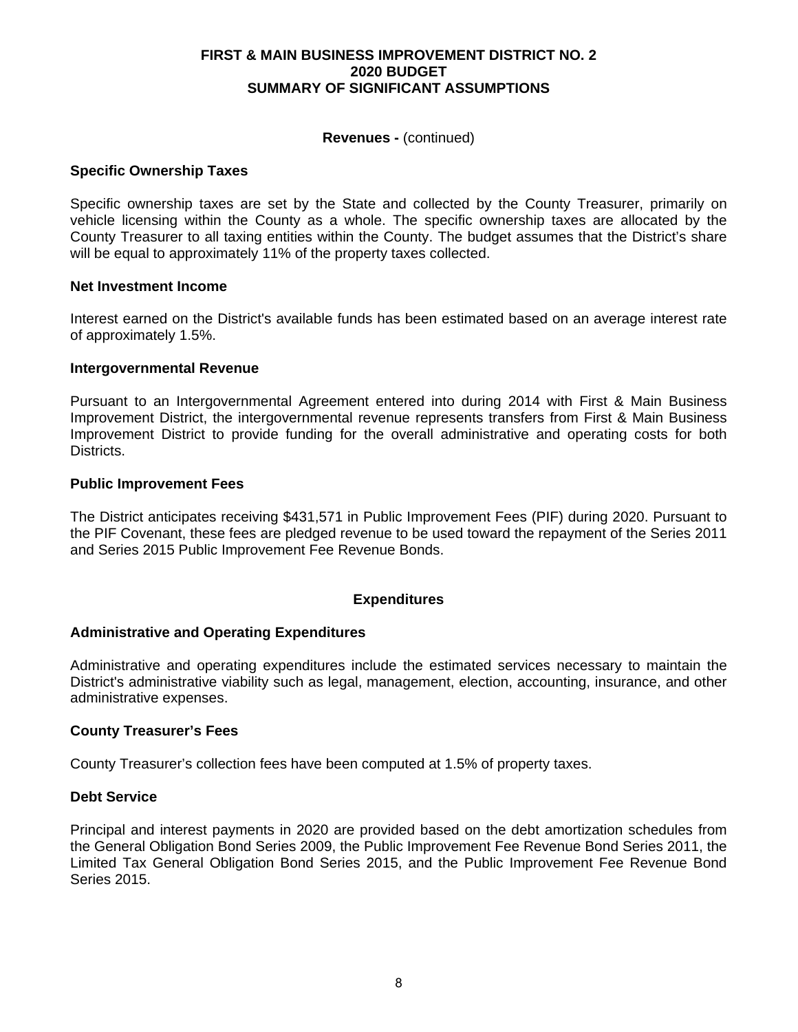**Revenues -** (continued)

### Specific Ownership Taxes

Specific ownership taxes are set by the State and collected by the County Treasurer, primarily on vehicle licensing within the County as a whole. The specific ownership taxes are allocated by the County Treasurer to all taxing entities within the County. The budget assumes that the District's share will be equal to approximately 11% of the property taxes collected.

### Net Investment Income

Interest earned on the District's available funds has been estimated based on an average interest rate of approximately 1.5%.

### Intergovernmental Revenue

Pursuant to an Intergovernmental Agreement entered into during 2014 with First & Main Business Improvement District, the intergovernmental revenue represents transfers from First & Main Business Improvement District to provide funding for the overall administrative and operating costs for both Districts.

### Public Improvement Fees

The District anticipates receiving $431,571 in Public Improvement Fees (PIF) during 2020. Pursuant to the PIF Covenant, these fees are pledged revenue to be used toward the repayment of the Series 2011 and Series 2015 Public Improvement Fee Revenue Bonds.

## Expenditures

### Administrative and Operating Expenditures

Administrative and operating expenditures include the estimated services necessary to maintain the District's administrative viability such as legal, management, election, accounting, insurance, and other administrative expenses.

### County Treasurer's Fees

County Treasurer's collection fees have been computed at 1.5% of property taxes.

### Debt Service

Principal and interest payments in 2020 are provided based on the debt amortization schedules from the General Obligation Bond Series 2009, the Public Improvement Fee Revenue Bond Series 2011, the Limited Tax General Obligation Bond Series 2015, and the Public Improvement Fee Revenue Bond Series 2015.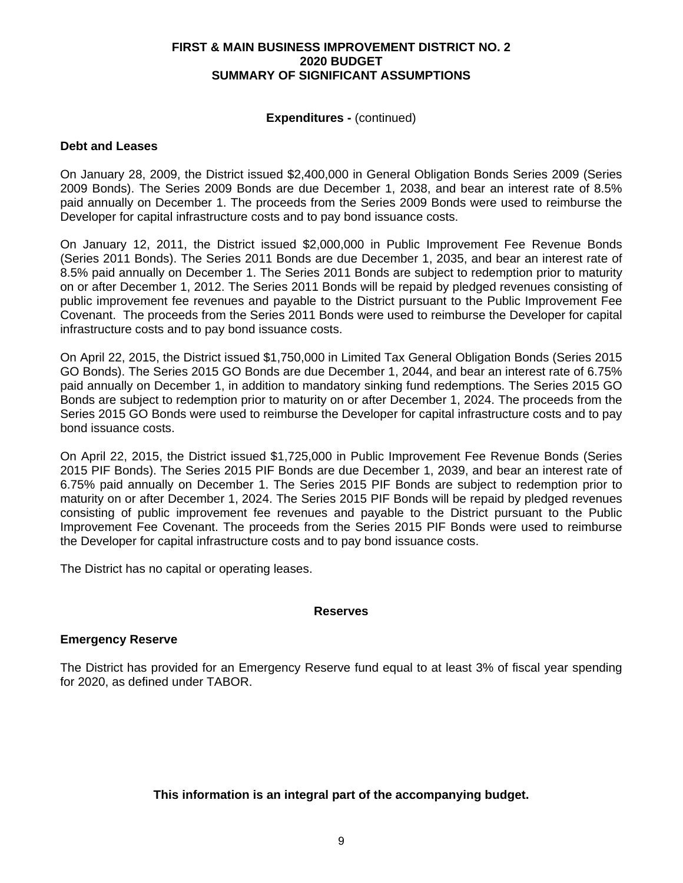**Expenditures -** (continued)

### Debt and Leases

On January 28, 2009, the District issued $2,400,000 in General Obligation Bonds Series 2009 (Series 2009 Bonds). The Series 2009 Bonds are due December 1, 2038, and bear an interest rate of 8.5% paid annually on December 1. The proceeds from the Series 2009 Bonds were used to reimburse the Developer for capital infrastructure costs and to pay bond issuance costs.

On January 12, 2011, the District issued $2,000,000 in Public Improvement Fee Revenue Bonds (Series 2011 Bonds). The Series 2011 Bonds are due December 1, 2035, and bear an interest rate of 8.5% paid annually on December 1. The Series 2011 Bonds are subject to redemption prior to maturity on or after December 1, 2012. The Series 2011 Bonds will be repaid by pledged revenues consisting of public improvement fee revenues and payable to the District pursuant to the Public Improvement Fee Covenant. The proceeds from the Series 2011 Bonds were used to reimburse the Developer for capital infrastructure costs and to pay bond issuance costs.

On April 22, 2015, the District issued $1,750,000 in Limited Tax General Obligation Bonds (Series 2015 GO Bonds). The Series 2015 GO Bonds are due December 1, 2044, and bear an interest rate of 6.75% paid annually on December 1, in addition to mandatory sinking fund redemptions. The Series 2015 GO Bonds are subject to redemption prior to maturity on or after December 1, 2024. The proceeds from the Series 2015 GO Bonds were used to reimburse the Developer for capital infrastructure costs and to pay bond issuance costs.

On April 22, 2015, the District issued $1,725,000 in Public Improvement Fee Revenue Bonds (Series 2015 PIF Bonds). The Series 2015 PIF Bonds are due December 1, 2039, and bear an interest rate of 6.75% paid annually on December 1. The Series 2015 PIF Bonds are subject to redemption prior to maturity on or after December 1, 2024. The Series 2015 PIF Bonds will be repaid by pledged revenues consisting of public improvement fee revenues and payable to the District pursuant to the Public Improvement Fee Covenant. The proceeds from the Series 2015 PIF Bonds were used to reimburse the Developer for capital infrastructure costs and to pay bond issuance costs.

The District has no capital or operating leases.

## Reserves

### Emergency Reserve

The District has provided for an Emergency Reserve fund equal to at least 3% of fiscal year spending for 2020, as defined under TABOR.

**This information is an integral part of the accompanying budget.**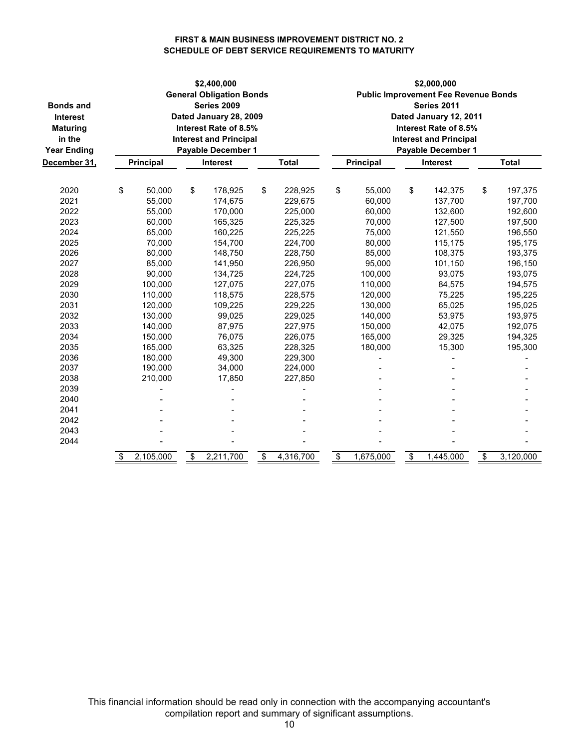**FIRST & MAIN BUSINESS IMPROVEMENT DISTRICT NO. 2**
**SCHEDULE OF DEBT SERVICE REQUIREMENTS TO MATURITY**

| Bonds and Interest Maturing in the Year Ending December 31, | \$2,400,000 General Obligation Bonds Series 2009 Dated January 28, 2009 Interest Rate of 8.5% Interest and Principal Payable December 1 | | | \$2,000,000 Public Improvement Fee Revenue Bonds Series 2011 Dated January 12, 2011 Interest Rate of 8.5% Interest and Principal Payable December 1 | | |
|---|---|---|---|---|---|---|
| | **Principal** | **Interest** | **Total** | **Principal** | **Interest** | **Total** |
| 2020 | $ 50,000 | $ 178,925 | $ 228,925 | $ 55,000 | $ 142,375 | $ 197,375 |
| 2021 | 55,000 | 174,675 | 229,675 | 60,000 | 137,700 | 197,700 |
| 2022 | 55,000 | 170,000 | 225,000 | 60,000 | 132,600 | 192,600 |
| 2023 | 60,000 | 165,325 | 225,325 | 70,000 | 127,500 | 197,500 |
| 2024 | 65,000 | 160,225 | 225,225 | 75,000 | 121,550 | 196,550 |
| 2025 | 70,000 | 154,700 | 224,700 | 80,000 | 115,175 | 195,175 |
| 2026 | 80,000 | 148,750 | 228,750 | 85,000 | 108,375 | 193,375 |
| 2027 | 85,000 | 141,950 | 226,950 | 95,000 | 101,150 | 196,150 |
| 2028 | 90,000 | 134,725 | 224,725 | 100,000 | 93,075 | 193,075 |
| 2029 | 100,000 | 127,075 | 227,075 | 110,000 | 84,575 | 194,575 |
| 2030 | 110,000 | 118,575 | 228,575 | 120,000 | 75,225 | 195,225 |
| 2031 | 120,000 | 109,225 | 229,225 | 130,000 | 65,025 | 195,025 |
| 2032 | 130,000 | 99,025 | 229,025 | 140,000 | 53,975 | 193,975 |
| 2033 | 140,000 | 87,975 | 227,975 | 150,000 | 42,075 | 192,075 |
| 2034 | 150,000 | 76,075 | 226,075 | 165,000 | 29,325 | 194,325 |
| 2035 | 165,000 | 63,325 | 228,325 | 180,000 | 15,300 | 195,300 |
| 2036 | 180,000 | 49,300 | 229,300 | - | - | - |
| 2037 | 190,000 | 34,000 | 224,000 | - | - | - |
| 2038 | 210,000 | 17,850 | 227,850 | - | - | - |
| 2039 | - | - | - | - | - | - |
| 2040 | - | - | - | - | - | - |
| 2041 | - | - | - | - | - | - |
| 2042 | - | - | - | - | - | - |
| 2043 | - | - | - | - | - | - |
| 2044 | - | - | - | - | - | - |
| | $ 2,105,000 | $ 2,211,700 | $ 4,316,700 | $ 1,675,000 | $ 1,445,000 | $ 3,120,000 |

This financial information should be read only in connection with the accompanying accountant's compilation report and summary of significant assumptions.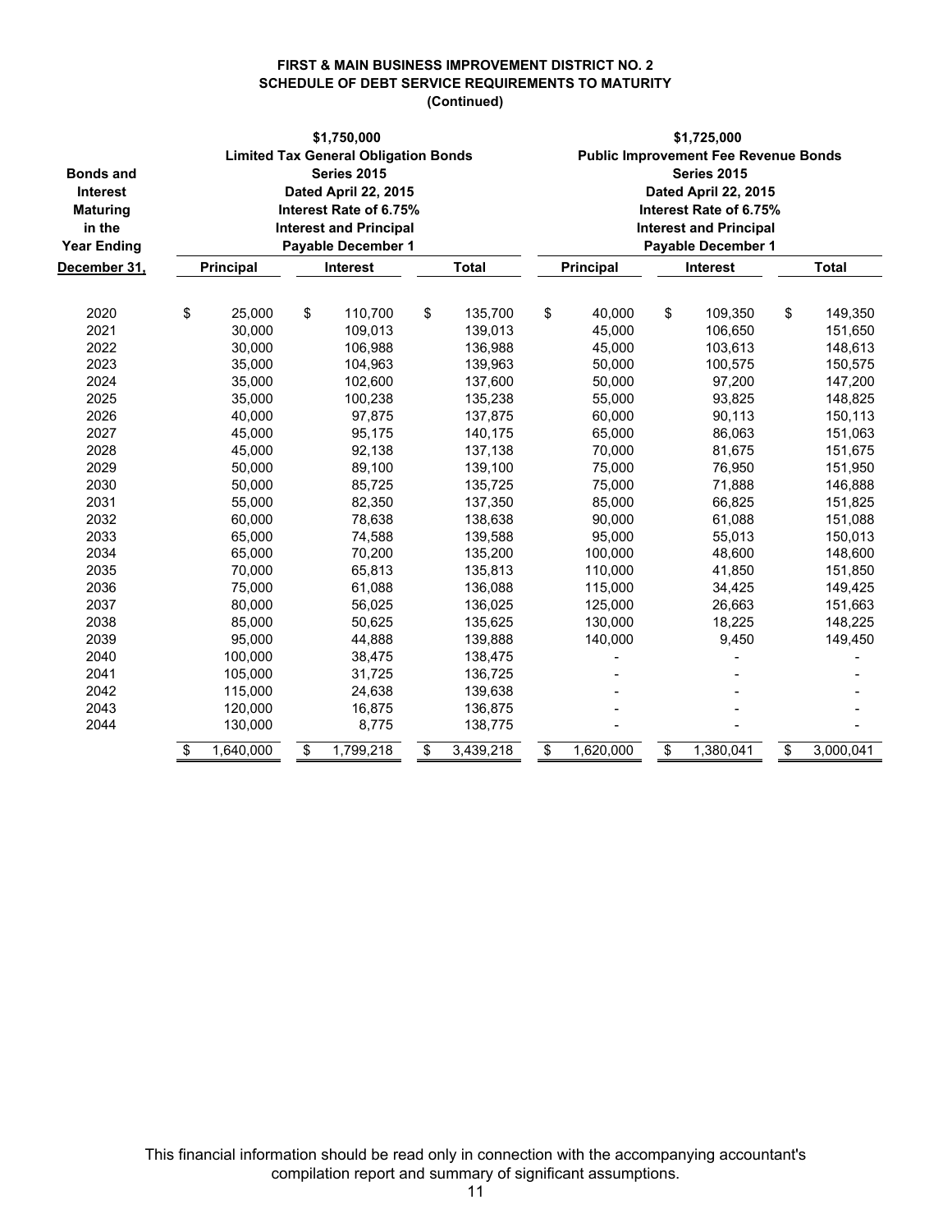**FIRST & MAIN BUSINESS IMPROVEMENT DISTRICT NO. 2**
**SCHEDULE OF DEBT SERVICE REQUIREMENTS TO MATURITY**
**(Continued)**

| Bonds and Interest Maturing in the Year Ending December 31, | $1,750,000 Limited Tax General Obligation Bonds Series 2015 Dated April 22, 2015 Interest Rate of 6.75% Interest and Principal Payable December 1 | | | $1,725,000 Public Improvement Fee Revenue Bonds Series 2015 Dated April 22, 2015 Interest Rate of 6.75% Interest and Principal Payable December 1 | | |
|---|---|---|---|---|---|---|
| | **Principal** | **Interest** | **Total** | **Principal** | **Interest** | **Total** |
| 2020 | $ 25,000 | $ 110,700 | $ 135,700 | $ 40,000 | $ 109,350 | $ 149,350 |
| 2021 | 30,000 | 109,013 | 139,013 | 45,000 | 106,650 | 151,650 |
| 2022 | 30,000 | 106,988 | 136,988 | 45,000 | 103,613 | 148,613 |
| 2023 | 35,000 | 104,963 | 139,963 | 50,000 | 100,575 | 150,575 |
| 2024 | 35,000 | 102,600 | 137,600 | 50,000 | 97,200 | 147,200 |
| 2025 | 35,000 | 100,238 | 135,238 | 55,000 | 93,825 | 148,825 |
| 2026 | 40,000 | 97,875 | 137,875 | 60,000 | 90,113 | 150,113 |
| 2027 | 45,000 | 95,175 | 140,175 | 65,000 | 86,063 | 151,063 |
| 2028 | 45,000 | 92,138 | 137,138 | 70,000 | 81,675 | 151,675 |
| 2029 | 50,000 | 89,100 | 139,100 | 75,000 | 76,950 | 151,950 |
| 2030 | 50,000 | 85,725 | 135,725 | 75,000 | 71,888 | 146,888 |
| 2031 | 55,000 | 82,350 | 137,350 | 85,000 | 66,825 | 151,825 |
| 2032 | 60,000 | 78,638 | 138,638 | 90,000 | 61,088 | 151,088 |
| 2033 | 65,000 | 74,588 | 139,588 | 95,000 | 55,013 | 150,013 |
| 2034 | 65,000 | 70,200 | 135,200 | 100,000 | 48,600 | 148,600 |
| 2035 | 70,000 | 65,813 | 135,813 | 110,000 | 41,850 | 151,850 |
| 2036 | 75,000 | 61,088 | 136,088 | 115,000 | 34,425 | 149,425 |
| 2037 | 80,000 | 56,025 | 136,025 | 125,000 | 26,663 | 151,663 |
| 2038 | 85,000 | 50,625 | 135,625 | 130,000 | 18,225 | 148,225 |
| 2039 | 95,000 | 44,888 | 139,888 | 140,000 | 9,450 | 149,450 |
| 2040 | 100,000 | 38,475 | 138,475 | - | - | - |
| 2041 | 105,000 | 31,725 | 136,725 | - | - | - |
| 2042 | 115,000 | 24,638 | 139,638 | - | - | - |
| 2043 | 120,000 | 16,875 | 136,875 | - | - | - |
| 2044 | 130,000 | 8,775 | 138,775 | - | - | - |
| | $ 1,640,000 | $ 1,799,218 | $ 3,439,218 | $ 1,620,000 | $ 1,380,041 | $ 3,000,041 |

This financial information should be read only in connection with the accompanying accountant's compilation report and summary of significant assumptions.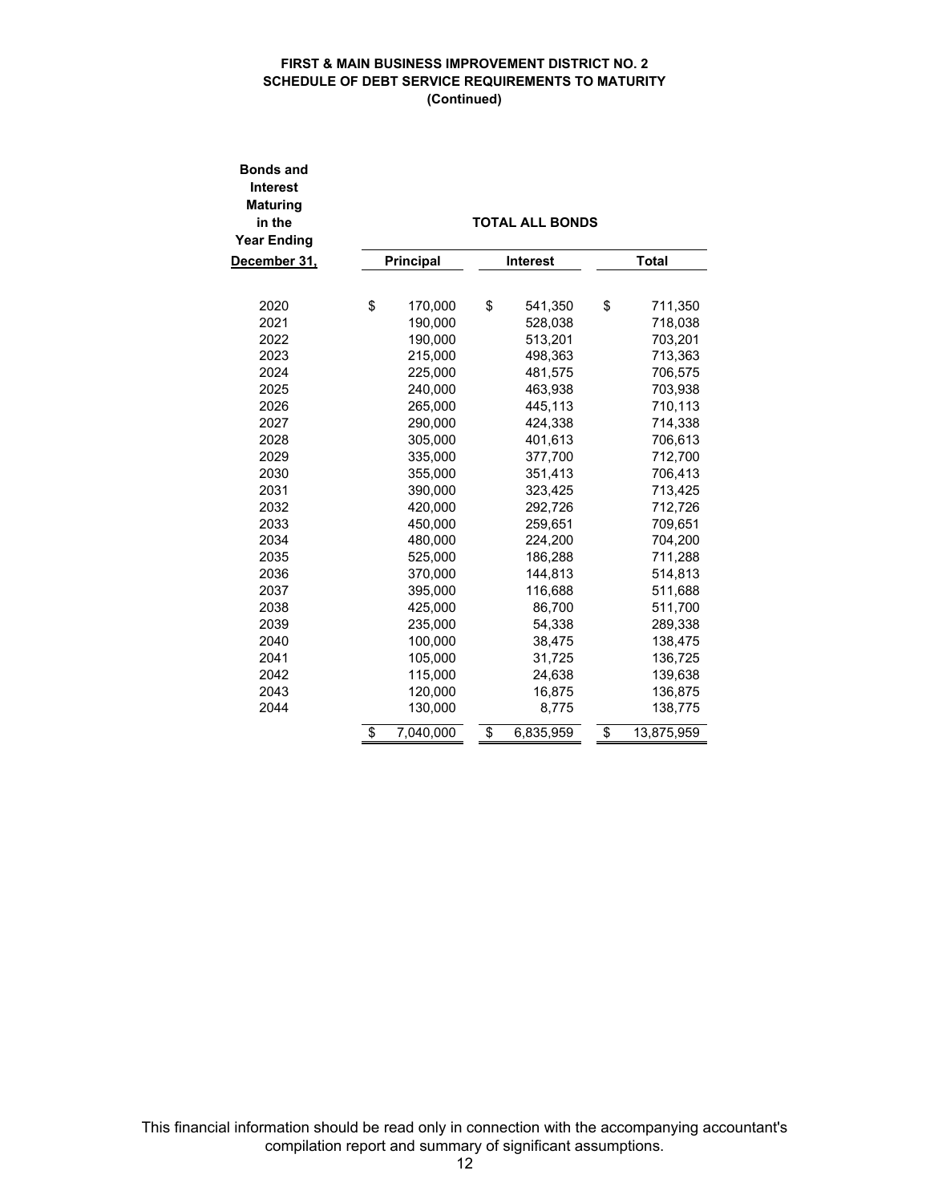**FIRST & MAIN BUSINESS IMPROVEMENT DISTRICT NO. 2**
**SCHEDULE OF DEBT SERVICE REQUIREMENTS TO MATURITY**
**(Continued)**

| Bonds and Interest Maturing in the Year Ending December 31, | TOTAL ALL BONDS Principal | Interest | Total |
|---|---|---|---|
| 2020 | $ 170,000 | $ 541,350 | $ 711,350 |
| 2021 | 190,000 | 528,038 | 718,038 |
| 2022 | 190,000 | 513,201 | 703,201 |
| 2023 | 215,000 | 498,363 | 713,363 |
| 2024 | 225,000 | 481,575 | 706,575 |
| 2025 | 240,000 | 463,938 | 703,938 |
| 2026 | 265,000 | 445,113 | 710,113 |
| 2027 | 290,000 | 424,338 | 714,338 |
| 2028 | 305,000 | 401,613 | 706,613 |
| 2029 | 335,000 | 377,700 | 712,700 |
| 2030 | 355,000 | 351,413 | 706,413 |
| 2031 | 390,000 | 323,425 | 713,425 |
| 2032 | 420,000 | 292,726 | 712,726 |
| 2033 | 450,000 | 259,651 | 709,651 |
| 2034 | 480,000 | 224,200 | 704,200 |
| 2035 | 525,000 | 186,288 | 711,288 |
| 2036 | 370,000 | 144,813 | 514,813 |
| 2037 | 395,000 | 116,688 | 511,688 |
| 2038 | 425,000 | 86,700 | 511,700 |
| 2039 | 235,000 | 54,338 | 289,338 |
| 2040 | 100,000 | 38,475 | 138,475 |
| 2041 | 105,000 | 31,725 | 136,725 |
| 2042 | 115,000 | 24,638 | 139,638 |
| 2043 | 120,000 | 16,875 | 136,875 |
| 2044 | 130,000 | 8,775 | 138,775 |
| | $ 7,040,000 | $ 6,835,959 | $ 13,875,959 |

This financial information should be read only in connection with the accompanying accountant's compilation report and summary of significant assumptions.